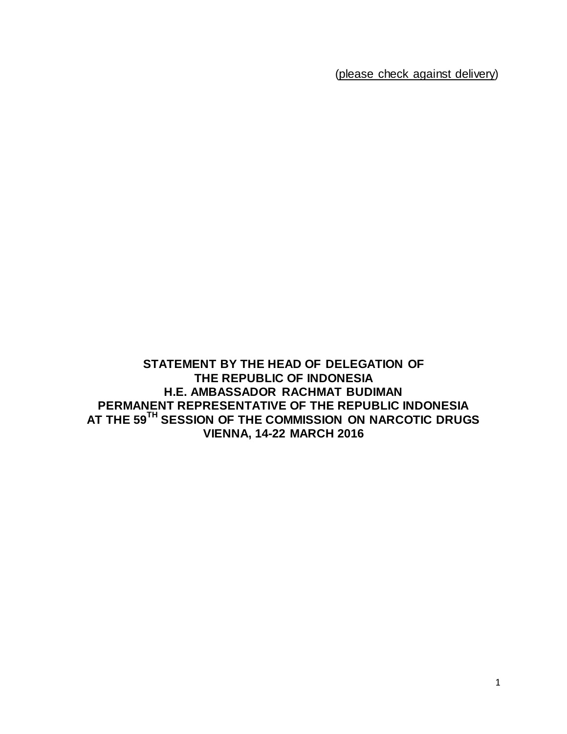(please check against delivery)

**STATEMENT BY THE HEAD OF DELEGATION OF**
**THE REPUBLIC OF INDONESIA**
**H.E. AMBASSADOR RACHMAT BUDIMAN**
**PERMANENT REPRESENTATIVE OF THE REPUBLIC INDONESIA**
**AT THE 59TH SESSION OF THE COMMISSION ON NARCOTIC DRUGS**
**VIENNA, 14-22 MARCH 2016**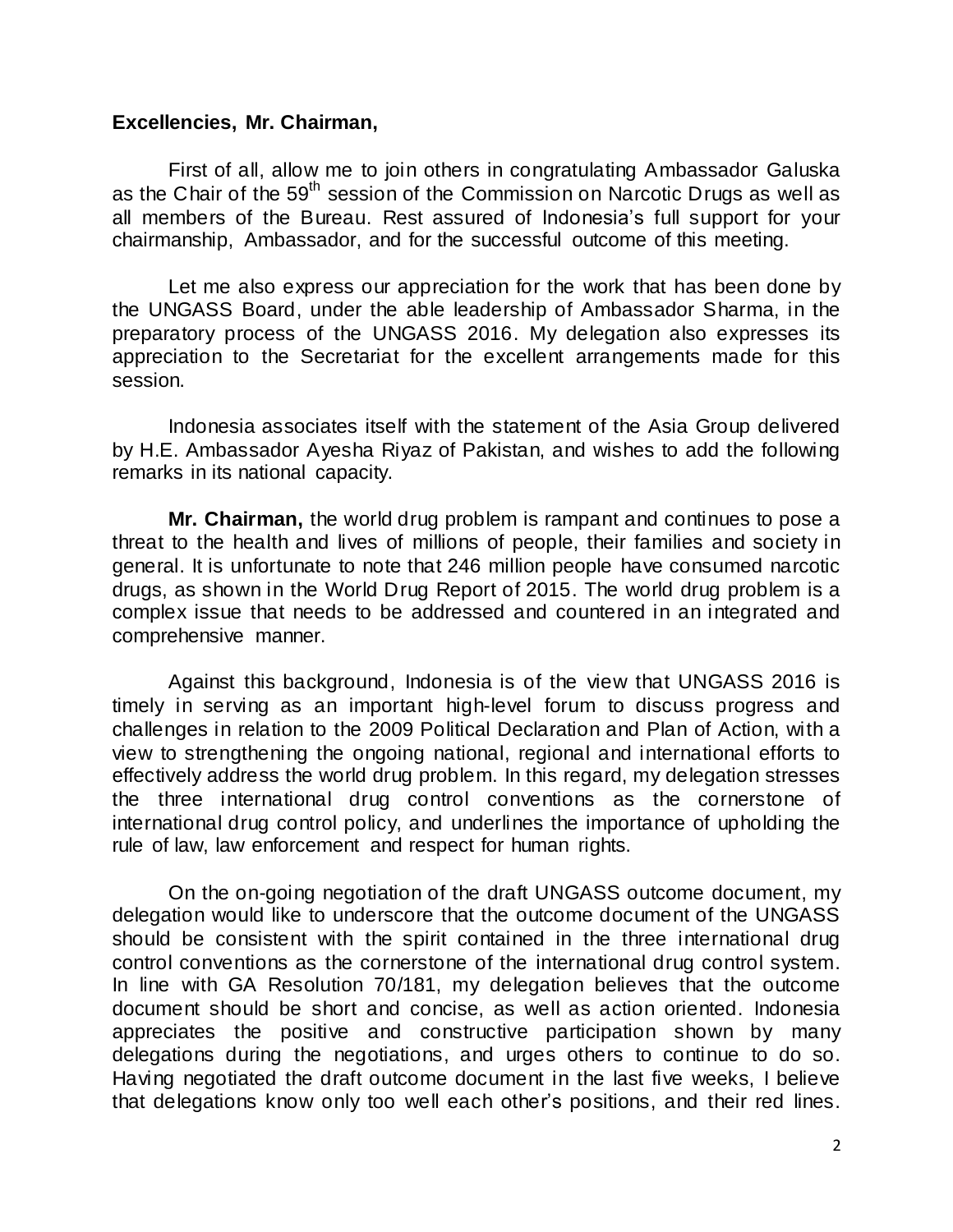**Excellencies, Mr. Chairman,**

First of all, allow me to join others in congratulating Ambassador Galuska as the Chair of the 59th session of the Commission on Narcotic Drugs as well as all members of the Bureau. Rest assured of Indonesia's full support for your chairmanship, Ambassador, and for the successful outcome of this meeting.

Let me also express our appreciation for the work that has been done by the UNGASS Board, under the able leadership of Ambassador Sharma, in the preparatory process of the UNGASS 2016. My delegation also expresses its appreciation to the Secretariat for the excellent arrangements made for this session.

Indonesia associates itself with the statement of the Asia Group delivered by H.E. Ambassador Ayesha Riyaz of Pakistan, and wishes to add the following remarks in its national capacity.

**Mr. Chairman,** the world drug problem is rampant and continues to pose a threat to the health and lives of millions of people, their families and society in general. It is unfortunate to note that 246 million people have consumed narcotic drugs, as shown in the World Drug Report of 2015. The world drug problem is a complex issue that needs to be addressed and countered in an integrated and comprehensive manner.

Against this background, Indonesia is of the view that UNGASS 2016 is timely in serving as an important high-level forum to discuss progress and challenges in relation to the 2009 Political Declaration and Plan of Action, with a view to strengthening the ongoing national, regional and international efforts to effectively address the world drug problem. In this regard, my delegation stresses the three international drug control conventions as the cornerstone of international drug control policy, and underlines the importance of upholding the rule of law, law enforcement and respect for human rights.

On the on-going negotiation of the draft UNGASS outcome document, my delegation would like to underscore that the outcome document of the UNGASS should be consistent with the spirit contained in the three international drug control conventions as the cornerstone of the international drug control system. In line with GA Resolution 70/181, my delegation believes that the outcome document should be short and concise, as well as action oriented. Indonesia appreciates the positive and constructive participation shown by many delegations during the negotiations, and urges others to continue to do so. Having negotiated the draft outcome document in the last five weeks, I believe that delegations know only too well each other's positions, and their red lines.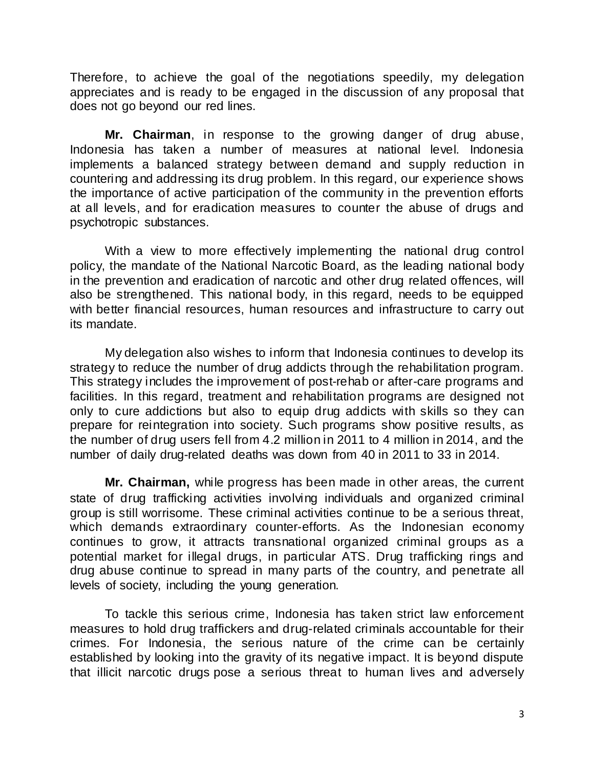Therefore, to achieve the goal of the negotiations speedily, my delegation appreciates and is ready to be engaged in the discussion of any proposal that does not go beyond our red lines.

**Mr. Chairman**, in response to the growing danger of drug abuse, Indonesia has taken a number of measures at national level. Indonesia implements a balanced strategy between demand and supply reduction in countering and addressing its drug problem. In this regard, our experience shows the importance of active participation of the community in the prevention efforts at all levels, and for eradication measures to counter the abuse of drugs and psychotropic substances.

With a view to more effectively implementing the national drug control policy, the mandate of the National Narcotic Board, as the leading national body in the prevention and eradication of narcotic and other drug related offences, will also be strengthened. This national body, in this regard, needs to be equipped with better financial resources, human resources and infrastructure to carry out its mandate.

My delegation also wishes to inform that Indonesia continues to develop its strategy to reduce the number of drug addicts through the rehabilitation program. This strategy includes the improvement of post-rehab or after-care programs and facilities. In this regard, treatment and rehabilitation programs are designed not only to cure addictions but also to equip drug addicts with skills so they can prepare for reintegration into society. Such programs show positive results, as the number of drug users fell from 4.2 million in 2011 to 4 million in 2014, and the number of daily drug-related deaths was down from 40 in 2011 to 33 in 2014.

**Mr. Chairman,** while progress has been made in other areas, the current state of drug trafficking activities involving individuals and organized criminal group is still worrisome. These criminal activities continue to be a serious threat, which demands extraordinary counter-efforts. As the Indonesian economy continues to grow, it attracts transnational organized criminal groups as a potential market for illegal drugs, in particular ATS. Drug trafficking rings and drug abuse continue to spread in many parts of the country, and penetrate all levels of society, including the young generation.

To tackle this serious crime, Indonesia has taken strict law enforcement measures to hold drug traffickers and drug-related criminals accountable for their crimes. For Indonesia, the serious nature of the crime can be certainly established by looking into the gravity of its negative impact. It is beyond dispute that illicit narcotic drugs pose a serious threat to human lives and adversely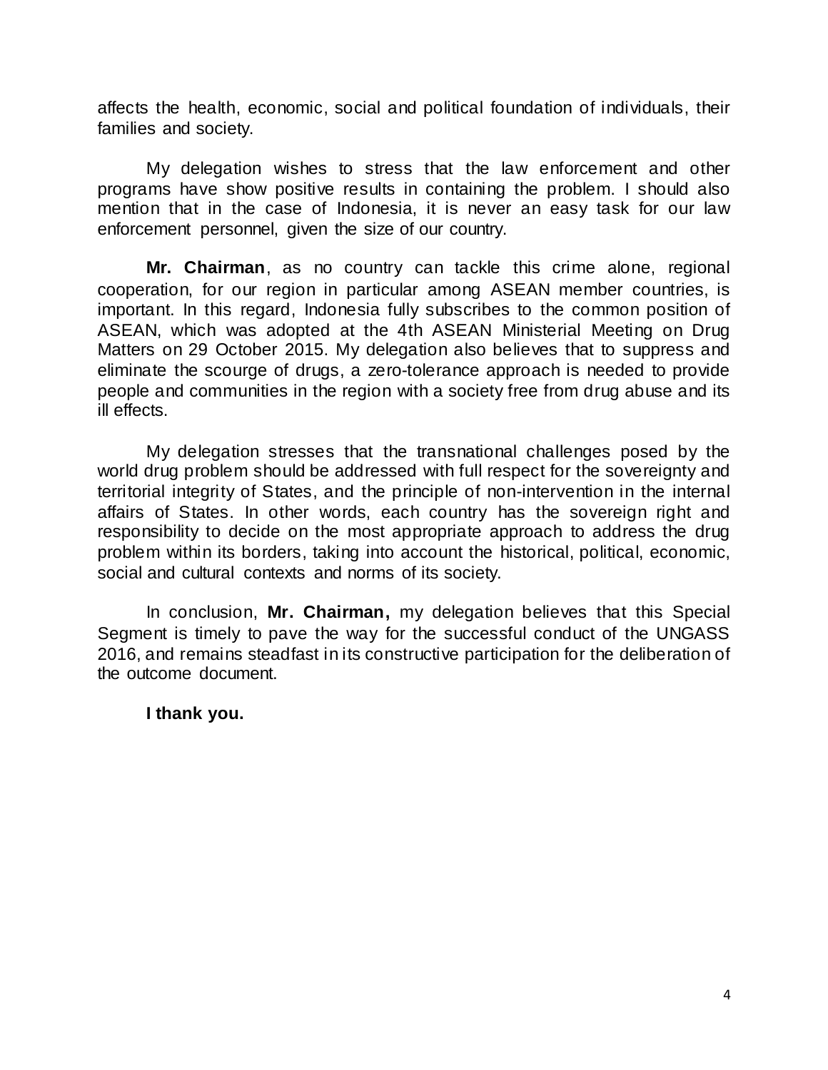affects the health, economic, social and political foundation of individuals, their families and society.

My delegation wishes to stress that the law enforcement and other programs have show positive results in containing the problem. I should also mention that in the case of Indonesia, it is never an easy task for our law enforcement personnel, given the size of our country.

**Mr. Chairman**, as no country can tackle this crime alone, regional cooperation, for our region in particular among ASEAN member countries, is important. In this regard, Indonesia fully subscribes to the common position of ASEAN, which was adopted at the 4th ASEAN Ministerial Meeting on Drug Matters on 29 October 2015. My delegation also believes that to suppress and eliminate the scourge of drugs, a zero-tolerance approach is needed to provide people and communities in the region with a society free from drug abuse and its ill effects.

My delegation stresses that the transnational challenges posed by the world drug problem should be addressed with full respect for the sovereignty and territorial integrity of States, and the principle of non-intervention in the internal affairs of States. In other words, each country has the sovereign right and responsibility to decide on the most appropriate approach to address the drug problem within its borders, taking into account the historical, political, economic, social and cultural contexts and norms of its society.

In conclusion, **Mr. Chairman,** my delegation believes that this Special Segment is timely to pave the way for the successful conduct of the UNGASS 2016, and remains steadfast in its constructive participation for the deliberation of the outcome document.

**I thank you.**